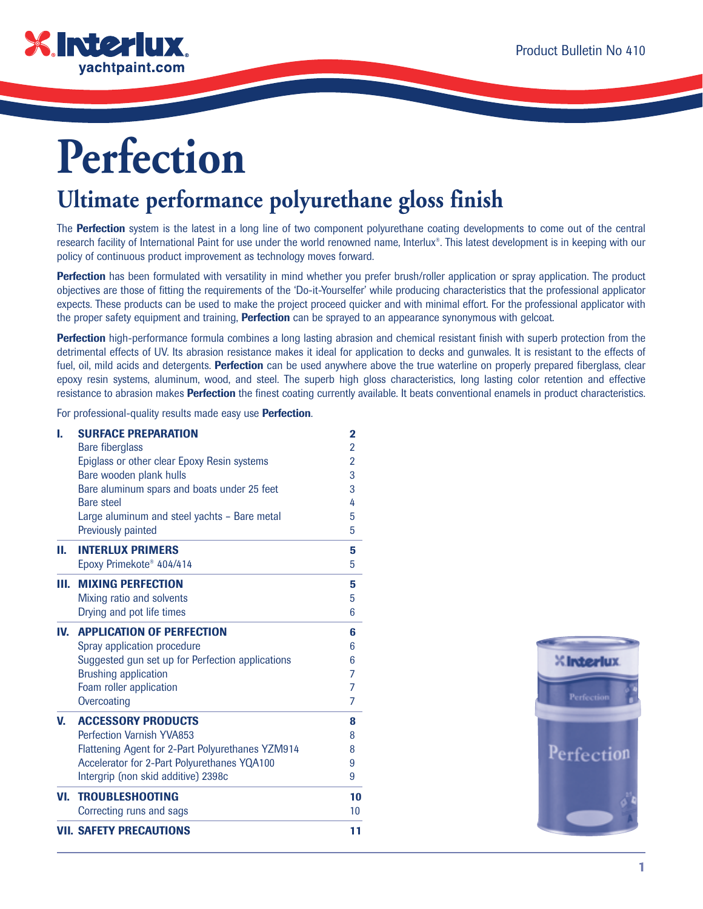Product Bulletin No 410

# Perfection

## Ultimate performance polyurethane gloss finish

The **Perfection** system is the latest in a long line of two component polyurethane coating developments to come out of the central research facility of International Paint for use under the world renowned name, Interlux®. This latest development is in keeping with our policy of continuous product improvement as technology moves forward.

**Perfection** has been formulated with versatility in mind whether you prefer brush/roller application or spray application. The product objectives are those of fitting the requirements of the 'Do-it-Yourselfer' while producing characteristics that the professional applicator expects. These products can be used to make the project proceed quicker and with minimal effort. For the professional applicator with the proper safety equipment and training, **Perfection** can be sprayed to an appearance synonymous with gelcoat.

**Perfection** high-performance formula combines a long lasting abrasion and chemical resistant finish with superb protection from the detrimental effects of UV. Its abrasion resistance makes it ideal for application to decks and gunwales. It is resistant to the effects of fuel, oil, mild acids and detergents. **Perfection** can be used anywhere above the true waterline on properly prepared fiberglass, clear epoxy resin systems, aluminum, wood, and steel. The superb high gloss characteristics, long lasting color retention and effective resistance to abrasion makes **Perfection** the finest coating currently available. It beats conventional enamels in product characteristics.

For professional-quality results made easy use **Perfection**.

| | | |
|---|---|---|
| **I.** | **SURFACE PREPARATION** | **2** |
| | Bare fiberglass | 2 |
| | Epiglass or other clear Epoxy Resin systems | 2 |
| | Bare wooden plank hulls | 3 |
| | Bare aluminum spars and boats under 25 feet | 3 |
| | Bare steel | 4 |
| | Large aluminum and steel yachts – Bare metal | 5 |
| | Previously painted | 5 |
| **II.** | **INTERLUX PRIMERS** | **5** |
| | Epoxy Primekote® 404/414 | 5 |
| **III.** | **MIXING PERFECTION** | **5** |
| | Mixing ratio and solvents | 5 |
| | Drying and pot life times | 6 |
| **IV.** | **APPLICATION OF PERFECTION** | **6** |
| | Spray application procedure | 6 |
| | Suggested gun set up for Perfection applications | 6 |
| | Brushing application | 7 |
| | Foam roller application | 7 |
| | Overcoating | 7 |
| **V.** | **ACCESSORY PRODUCTS** | **8** |
| | Perfection Varnish YVA853 | 8 |
| | Flattening Agent for 2-Part Polyurethanes YZM914 | 8 |
| | Accelerator for 2-Part Polyurethanes YQA100 | 9 |
| | Intergrip (non skid additive) 2398c | 9 |
| **VI.** | **TROUBLESHOOTING** | **10** |
| | Correcting runs and sags | 10 |
| **VII.** | **SAFETY PRECAUTIONS** | **11** |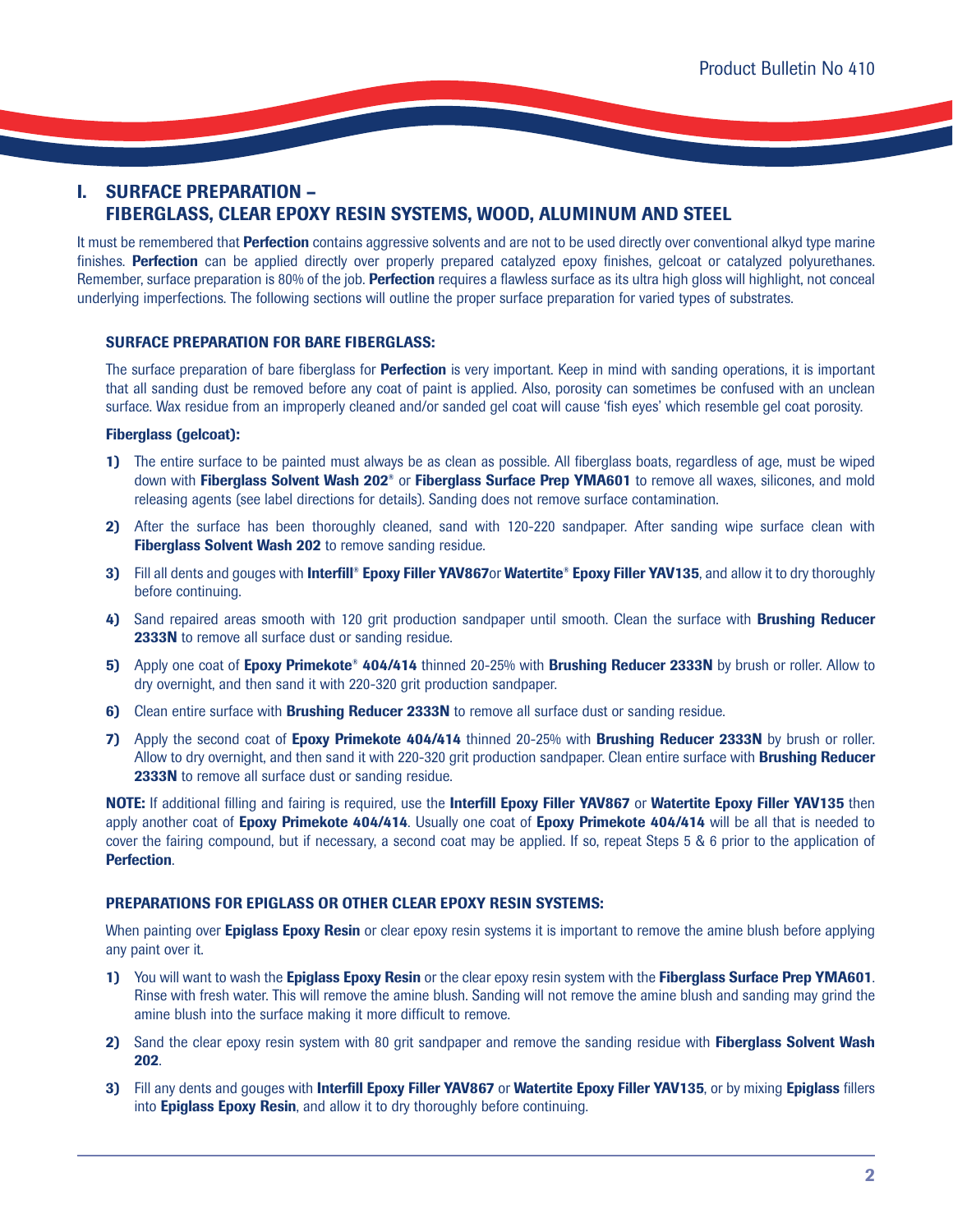## I. SURFACE PREPARATION – FIBERGLASS, CLEAR EPOXY RESIN SYSTEMS, WOOD, ALUMINUM AND STEEL

It must be remembered that **Perfection** contains aggressive solvents and are not to be used directly over conventional alkyd type marine finishes. **Perfection** can be applied directly over properly prepared catalyzed epoxy finishes, gelcoat or catalyzed polyurethanes. Remember, surface preparation is 80% of the job. **Perfection** requires a flawless surface as its ultra high gloss will highlight, not conceal underlying imperfections. The following sections will outline the proper surface preparation for varied types of substrates.

### SURFACE PREPARATION FOR BARE FIBERGLASS:

The surface preparation of bare fiberglass for **Perfection** is very important. Keep in mind with sanding operations, it is important that all sanding dust be removed before any coat of paint is applied. Also, porosity can sometimes be confused with an unclean surface. Wax residue from an improperly cleaned and/or sanded gel coat will cause 'fish eyes' which resemble gel coat porosity.

#### Fiberglass (gelcoat):

1) The entire surface to be painted must always be as clean as possible. All fiberglass boats, regardless of age, must be wiped down with **Fiberglass Solvent Wash 202®** or **Fiberglass Surface Prep YMA601** to remove all waxes, silicones, and mold releasing agents (see label directions for details). Sanding does not remove surface contamination.
2) After the surface has been thoroughly cleaned, sand with 120-220 sandpaper. After sanding wipe surface clean with **Fiberglass Solvent Wash 202** to remove sanding residue.
3) Fill all dents and gouges with **Interfill® Epoxy Filler YAV867**or **Watertite® Epoxy Filler YAV135**, and allow it to dry thoroughly before continuing.
4) Sand repaired areas smooth with 120 grit production sandpaper until smooth. Clean the surface with **Brushing Reducer 2333N** to remove all surface dust or sanding residue.
5) Apply one coat of **Epoxy Primekote® 404/414** thinned 20-25% with **Brushing Reducer 2333N** by brush or roller. Allow to dry overnight, and then sand it with 220-320 grit production sandpaper.
6) Clean entire surface with **Brushing Reducer 2333N** to remove all surface dust or sanding residue.
7) Apply the second coat of **Epoxy Primekote 404/414** thinned 20-25% with **Brushing Reducer 2333N** by brush or roller. Allow to dry overnight, and then sand it with 220-320 grit production sandpaper. Clean entire surface with **Brushing Reducer 2333N** to remove all surface dust or sanding residue.

**NOTE:** If additional filling and fairing is required, use the **Interfill Epoxy Filler YAV867** or **Watertite Epoxy Filler YAV135** then apply another coat of **Epoxy Primekote 404/414**. Usually one coat of **Epoxy Primekote 404/414** will be all that is needed to cover the fairing compound, but if necessary, a second coat may be applied. If so, repeat Steps 5 & 6 prior to the application of **Perfection**.

### PREPARATIONS FOR EPIGLASS OR OTHER CLEAR EPOXY RESIN SYSTEMS:

When painting over **Epiglass Epoxy Resin** or clear epoxy resin systems it is important to remove the amine blush before applying any paint over it.

1) You will want to wash the **Epiglass Epoxy Resin** or the clear epoxy resin system with the **Fiberglass Surface Prep YMA601**. Rinse with fresh water. This will remove the amine blush. Sanding will not remove the amine blush and sanding may grind the amine blush into the surface making it more difficult to remove.
2) Sand the clear epoxy resin system with 80 grit sandpaper and remove the sanding residue with **Fiberglass Solvent Wash 202**.
3) Fill any dents and gouges with **Interfill Epoxy Filler YAV867** or **Watertite Epoxy Filler YAV135**, or by mixing **Epiglass** fillers into **Epiglass Epoxy Resin**, and allow it to dry thoroughly before continuing.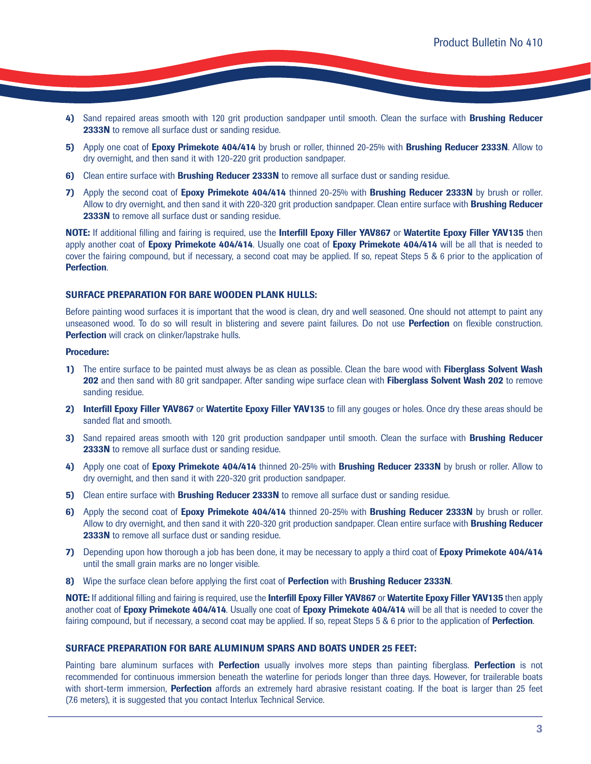4) Sand repaired areas smooth with 120 grit production sandpaper until smooth. Clean the surface with **Brushing Reducer 2333N** to remove all surface dust or sanding residue.

5) Apply one coat of **Epoxy Primekote 404/414** by brush or roller, thinned 20-25% with **Brushing Reducer 2333N**. Allow to dry overnight, and then sand it with 120-220 grit production sandpaper.

6) Clean entire surface with **Brushing Reducer 2333N** to remove all surface dust or sanding residue.

7) Apply the second coat of **Epoxy Primekote 404/414** thinned 20-25% with **Brushing Reducer 2333N** by brush or roller. Allow to dry overnight, and then sand it with 220-320 grit production sandpaper. Clean entire surface with **Brushing Reducer 2333N** to remove all surface dust or sanding residue.

**NOTE:** If additional filling and fairing is required, use the **Interfill Epoxy Filler YAV867** or **Watertite Epoxy Filler YAV135** then apply another coat of **Epoxy Primekote 404/414**. Usually one coat of **Epoxy Primekote 404/414** will be all that is needed to cover the fairing compound, but if necessary, a second coat may be applied. If so, repeat Steps 5 & 6 prior to the application of **Perfection**.

### SURFACE PREPARATION FOR BARE WOODEN PLANK HULLS:

Before painting wood surfaces it is important that the wood is clean, dry and well seasoned. One should not attempt to paint any unseasoned wood. To do so will result in blistering and severe paint failures. Do not use **Perfection** on flexible construction. **Perfection** will crack on clinker/lapstrake hulls.

**Procedure:**

1) The entire surface to be painted must always be as clean as possible. Clean the bare wood with **Fiberglass Solvent Wash 202** and then sand with 80 grit sandpaper. After sanding wipe surface clean with **Fiberglass Solvent Wash 202** to remove sanding residue.

2) **Interfill Epoxy Filler YAV867** or **Watertite Epoxy Filler YAV135** to fill any gouges or holes. Once dry these areas should be sanded flat and smooth.

3) Sand repaired areas smooth with 120 grit production sandpaper until smooth. Clean the surface with **Brushing Reducer 2333N** to remove all surface dust or sanding residue.

4) Apply one coat of **Epoxy Primekote 404/414** thinned 20-25% with **Brushing Reducer 2333N** by brush or roller. Allow to dry overnight, and then sand it with 220-320 grit production sandpaper.

5) Clean entire surface with **Brushing Reducer 2333N** to remove all surface dust or sanding residue.

6) Apply the second coat of **Epoxy Primekote 404/414** thinned 20-25% with **Brushing Reducer 2333N** by brush or roller. Allow to dry overnight, and then sand it with 220-320 grit production sandpaper. Clean entire surface with **Brushing Reducer 2333N** to remove all surface dust or sanding residue.

7) Depending upon how thorough a job has been done, it may be necessary to apply a third coat of **Epoxy Primekote 404/414** until the small grain marks are no longer visible.

8) Wipe the surface clean before applying the first coat of **Perfection** with **Brushing Reducer 2333N**.

**NOTE:** If additional filling and fairing is required, use the **Interfill Epoxy Filler YAV867** or **Watertite Epoxy Filler YAV135** then apply another coat of **Epoxy Primekote 404/414**. Usually one coat of **Epoxy Primekote 404/414** will be all that is needed to cover the fairing compound, but if necessary, a second coat may be applied. If so, repeat Steps 5 & 6 prior to the application of **Perfection**.

### SURFACE PREPARATION FOR BARE ALUMINUM SPARS AND BOATS UNDER 25 FEET:

Painting bare aluminum surfaces with **Perfection** usually involves more steps than painting fiberglass. **Perfection** is not recommended for continuous immersion beneath the waterline for periods longer than three days. However, for trailerable boats with short-term immersion, **Perfection** affords an extremely hard abrasive resistant coating. If the boat is larger than 25 feet (7.6 meters), it is suggested that you contact Interlux Technical Service.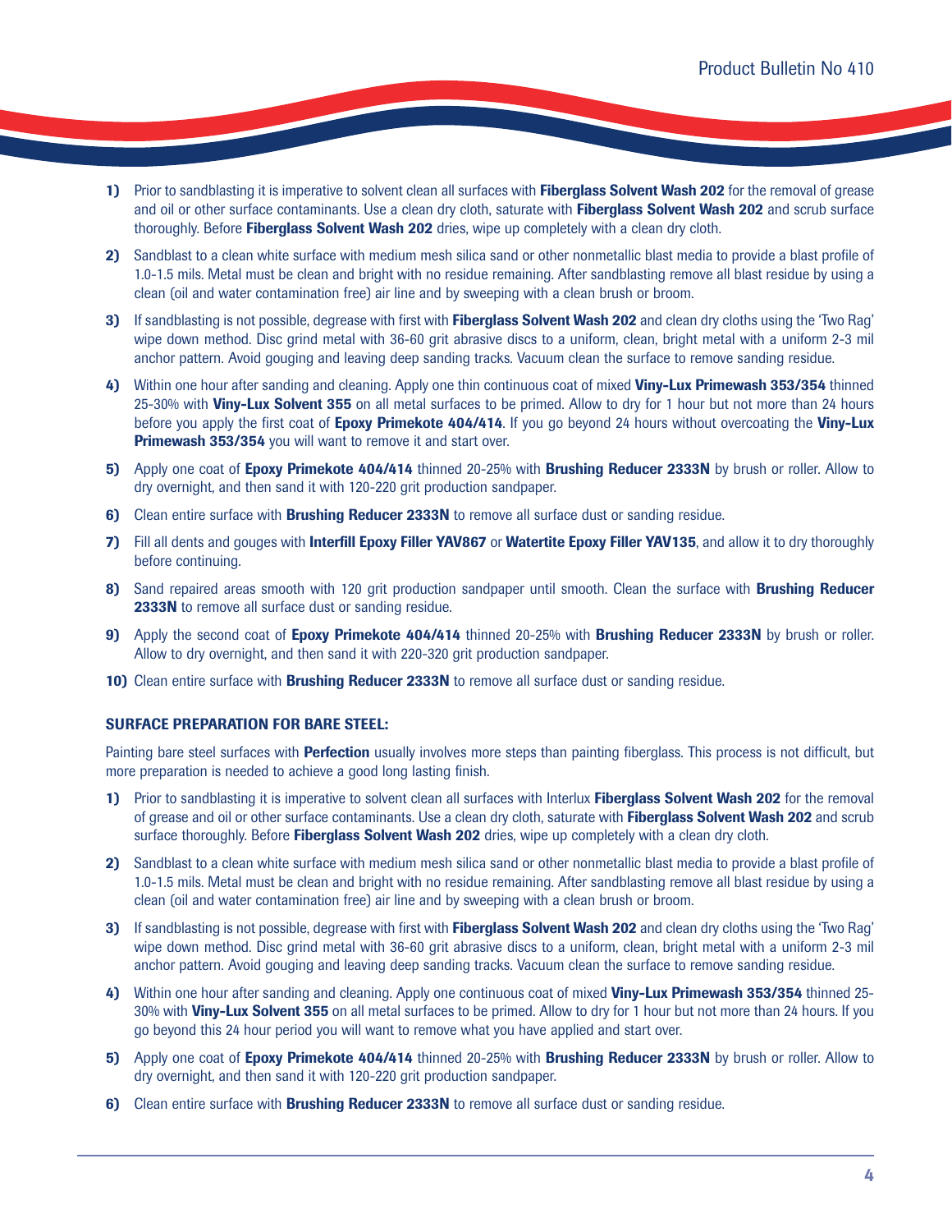1) Prior to sandblasting it is imperative to solvent clean all surfaces with **Fiberglass Solvent Wash 202** for the removal of grease and oil or other surface contaminants. Use a clean dry cloth, saturate with **Fiberglass Solvent Wash 202** and scrub surface thoroughly. Before **Fiberglass Solvent Wash 202** dries, wipe up completely with a clean dry cloth.

2) Sandblast to a clean white surface with medium mesh silica sand or other nonmetallic blast media to provide a blast profile of 1.0-1.5 mils. Metal must be clean and bright with no residue remaining. After sandblasting remove all blast residue by using a clean (oil and water contamination free) air line and by sweeping with a clean brush or broom.

3) If sandblasting is not possible, degrease with first with **Fiberglass Solvent Wash 202** and clean dry cloths using the 'Two Rag' wipe down method. Disc grind metal with 36-60 grit abrasive discs to a uniform, clean, bright metal with a uniform 2-3 mil anchor pattern. Avoid gouging and leaving deep sanding tracks. Vacuum clean the surface to remove sanding residue.

4) Within one hour after sanding and cleaning. Apply one thin continuous coat of mixed **Viny-Lux Primewash 353/354** thinned 25-30% with **Viny-Lux Solvent 355** on all metal surfaces to be primed. Allow to dry for 1 hour but not more than 24 hours before you apply the first coat of **Epoxy Primekote 404/414**. If you go beyond 24 hours without overcoating the **Viny-Lux Primewash 353/354** you will want to remove it and start over.

5) Apply one coat of **Epoxy Primekote 404/414** thinned 20-25% with **Brushing Reducer 2333N** by brush or roller. Allow to dry overnight, and then sand it with 120-220 grit production sandpaper.

6) Clean entire surface with **Brushing Reducer 2333N** to remove all surface dust or sanding residue.

7) Fill all dents and gouges with **Interfill Epoxy Filler YAV867** or **Watertite Epoxy Filler YAV135**, and allow it to dry thoroughly before continuing.

8) Sand repaired areas smooth with 120 grit production sandpaper until smooth. Clean the surface with **Brushing Reducer 2333N** to remove all surface dust or sanding residue.

9) Apply the second coat of **Epoxy Primekote 404/414** thinned 20-25% with **Brushing Reducer 2333N** by brush or roller. Allow to dry overnight, and then sand it with 220-320 grit production sandpaper.

10) Clean entire surface with **Brushing Reducer 2333N** to remove all surface dust or sanding residue.

### SURFACE PREPARATION FOR BARE STEEL:

Painting bare steel surfaces with **Perfection** usually involves more steps than painting fiberglass. This process is not difficult, but more preparation is needed to achieve a good long lasting finish.

1) Prior to sandblasting it is imperative to solvent clean all surfaces with Interlux **Fiberglass Solvent Wash 202** for the removal of grease and oil or other surface contaminants. Use a clean dry cloth, saturate with **Fiberglass Solvent Wash 202** and scrub surface thoroughly. Before **Fiberglass Solvent Wash 202** dries, wipe up completely with a clean dry cloth.

2) Sandblast to a clean white surface with medium mesh silica sand or other nonmetallic blast media to provide a blast profile of 1.0-1.5 mils. Metal must be clean and bright with no residue remaining. After sandblasting remove all blast residue by using a clean (oil and water contamination free) air line and by sweeping with a clean brush or broom.

3) If sandblasting is not possible, degrease with first with **Fiberglass Solvent Wash 202** and clean dry cloths using the 'Two Rag' wipe down method. Disc grind metal with 36-60 grit abrasive discs to a uniform, clean, bright metal with a uniform 2-3 mil anchor pattern. Avoid gouging and leaving deep sanding tracks. Vacuum clean the surface to remove sanding residue.

4) Within one hour after sanding and cleaning. Apply one continuous coat of mixed **Viny-Lux Primewash 353/354** thinned 25-30% with **Viny-Lux Solvent 355** on all metal surfaces to be primed. Allow to dry for 1 hour but not more than 24 hours. If you go beyond this 24 hour period you will want to remove what you have applied and start over.

5) Apply one coat of **Epoxy Primekote 404/414** thinned 20-25% with **Brushing Reducer 2333N** by brush or roller. Allow to dry overnight, and then sand it with 120-220 grit production sandpaper.

6) Clean entire surface with **Brushing Reducer 2333N** to remove all surface dust or sanding residue.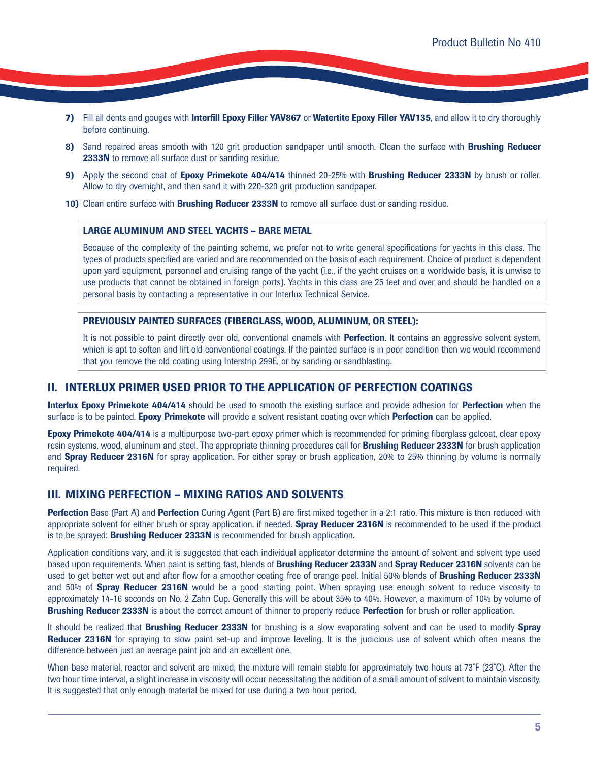7) Fill all dents and gouges with **Interfill Epoxy Filler YAV867** or **Watertite Epoxy Filler YAV135**, and allow it to dry thoroughly before continuing.

8) Sand repaired areas smooth with 120 grit production sandpaper until smooth. Clean the surface with **Brushing Reducer 2333N** to remove all surface dust or sanding residue.

9) Apply the second coat of **Epoxy Primekote 404/414** thinned 20-25% with **Brushing Reducer 2333N** by brush or roller. Allow to dry overnight, and then sand it with 220-320 grit production sandpaper.

10) Clean entire surface with **Brushing Reducer 2333N** to remove all surface dust or sanding residue.

**LARGE ALUMINUM AND STEEL YACHTS – BARE METAL**

Because of the complexity of the painting scheme, we prefer not to write general specifications for yachts in this class. The types of products specified are varied and are recommended on the basis of each requirement. Choice of product is dependent upon yard equipment, personnel and cruising range of the yacht (i.e., if the yacht cruises on a worldwide basis, it is unwise to use products that cannot be obtained in foreign ports). Yachts in this class are 25 feet and over and should be handled on a personal basis by contacting a representative in our Interlux Technical Service.

**PREVIOUSLY PAINTED SURFACES (FIBERGLASS, WOOD, ALUMINUM, OR STEEL):**

It is not possible to paint directly over old, conventional enamels with **Perfection**. It contains an aggressive solvent system, which is apt to soften and lift old conventional coatings. If the painted surface is in poor condition then we would recommend that you remove the old coating using Interstrip 299E, or by sanding or sandblasting.

## II. INTERLUX PRIMER USED PRIOR TO THE APPLICATION OF PERFECTION COATINGS

**Interlux Epoxy Primekote 404/414** should be used to smooth the existing surface and provide adhesion for **Perfection** when the surface is to be painted. **Epoxy Primekote** will provide a solvent resistant coating over which **Perfection** can be applied.

**Epoxy Primekote 404/414** is a multipurpose two-part epoxy primer which is recommended for priming fiberglass gelcoat, clear epoxy resin systems, wood, aluminum and steel. The appropriate thinning procedures call for **Brushing Reducer 2333N** for brush application and **Spray Reducer 2316N** for spray application. For either spray or brush application, 20% to 25% thinning by volume is normally required.

## III. MIXING PERFECTION – MIXING RATIOS AND SOLVENTS

**Perfection** Base (Part A) and **Perfection** Curing Agent (Part B) are first mixed together in a 2:1 ratio. This mixture is then reduced with appropriate solvent for either brush or spray application, if needed. **Spray Reducer 2316N** is recommended to be used if the product is to be sprayed: **Brushing Reducer 2333N** is recommended for brush application.

Application conditions vary, and it is suggested that each individual applicator determine the amount of solvent and solvent type used based upon requirements. When paint is setting fast, blends of **Brushing Reducer 2333N** and **Spray Reducer 2316N** solvents can be used to get better wet out and after flow for a smoother coating free of orange peel. Initial 50% blends of **Brushing Reducer 2333N** and 50% of **Spray Reducer 2316N** would be a good starting point. When spraying use enough solvent to reduce viscosity to approximately 14-16 seconds on No. 2 Zahn Cup. Generally this will be about 35% to 40%. However, a maximum of 10% by volume of **Brushing Reducer 2333N** is about the correct amount of thinner to properly reduce **Perfection** for brush or roller application.

It should be realized that **Brushing Reducer 2333N** for brushing is a slow evaporating solvent and can be used to modify **Spray Reducer 2316N** for spraying to slow paint set-up and improve leveling. It is the judicious use of solvent which often means the difference between just an average paint job and an excellent one.

When base material, reactor and solvent are mixed, the mixture will remain stable for approximately two hours at 73˚F (23˚C). After the two hour time interval, a slight increase in viscosity will occur necessitating the addition of a small amount of solvent to maintain viscosity. It is suggested that only enough material be mixed for use during a two hour period.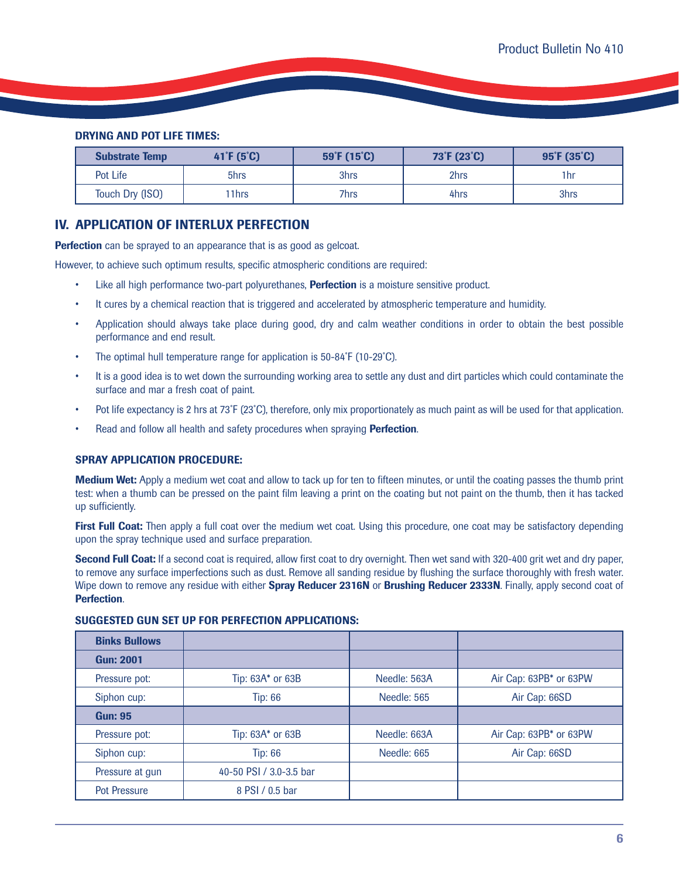**DRYING AND POT LIFE TIMES:**

| Substrate Temp | 41˚F (5˚C) | 59˚F (15˚C) | 73˚F (23˚C) | 95˚F (35˚C) |
|---|---|---|---|---|
| Pot Life | 5hrs | 3hrs | 2hrs | 1hr |
| Touch Dry (ISO) | 11hrs | 7hrs | 4hrs | 3hrs |

## IV. APPLICATION OF INTERLUX PERFECTION

**Perfection** can be sprayed to an appearance that is as good as gelcoat.

However, to achieve such optimum results, specific atmospheric conditions are required:

- Like all high performance two-part polyurethanes, **Perfection** is a moisture sensitive product.
- It cures by a chemical reaction that is triggered and accelerated by atmospheric temperature and humidity.
- Application should always take place during good, dry and calm weather conditions in order to obtain the best possible performance and end result.
- The optimal hull temperature range for application is 50-84˚F (10-29˚C).
- It is a good idea is to wet down the surrounding working area to settle any dust and dirt particles which could contaminate the surface and mar a fresh coat of paint.
- Pot life expectancy is 2 hrs at 73˚F (23˚C), therefore, only mix proportionately as much paint as will be used for that application.
- Read and follow all health and safety procedures when spraying **Perfection**.

**SPRAY APPLICATION PROCEDURE:**

**Medium Wet:** Apply a medium wet coat and allow to tack up for ten to fifteen minutes, or until the coating passes the thumb print test: when a thumb can be pressed on the paint film leaving a print on the coating but not paint on the thumb, then it has tacked up sufficiently.

**First Full Coat:** Then apply a full coat over the medium wet coat. Using this procedure, one coat may be satisfactory depending upon the spray technique used and surface preparation.

**Second Full Coat:** If a second coat is required, allow first coat to dry overnight. Then wet sand with 320-400 grit wet and dry paper, to remove any surface imperfections such as dust. Remove all sanding residue by flushing the surface thoroughly with fresh water. Wipe down to remove any residue with either **Spray Reducer 2316N** or **Brushing Reducer 2333N**. Finally, apply second coat of **Perfection**.

**SUGGESTED GUN SET UP FOR PERFECTION APPLICATIONS:**

| Binks Bullows | | | |
|---|---|---|---|
| **Gun: 2001** | | | |
| Pressure pot: | Tip: 63A* or 63B | Needle: 563A | Air Cap: 63PB* or 63PW |
| Siphon cup: | Tip: 66 | Needle: 565 | Air Cap: 66SD |
| **Gun: 95** | | | |
| Pressure pot: | Tip: 63A* or 63B | Needle: 663A | Air Cap: 63PB* or 63PW |
| Siphon cup: | Tip: 66 | Needle: 665 | Air Cap: 66SD |
| Pressure at gun | 40-50 PSI / 3.0-3.5 bar | | |
| Pot Pressure | 8 PSI / 0.5 bar | | |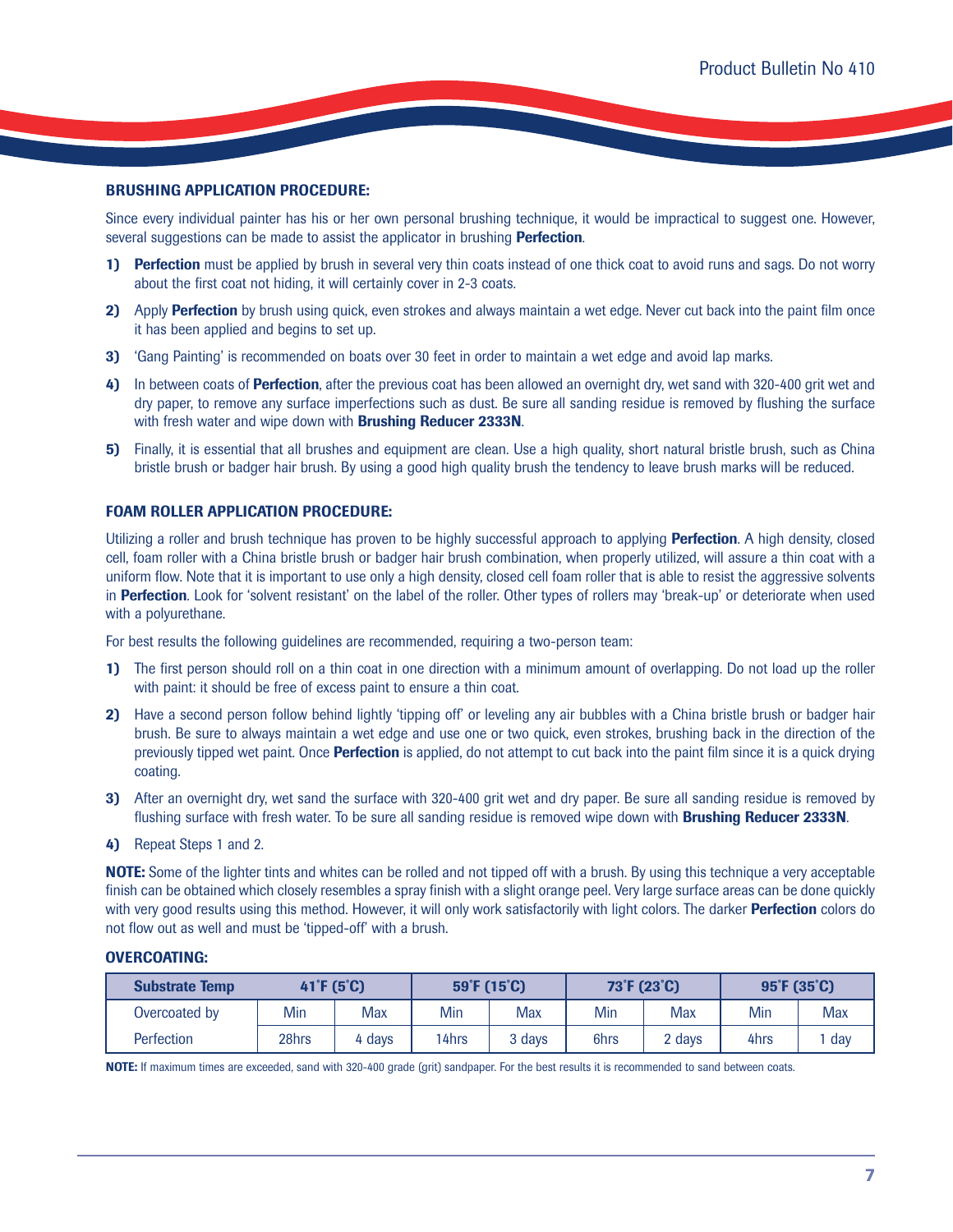## BRUSHING APPLICATION PROCEDURE:

Since every individual painter has his or her own personal brushing technique, it would be impractical to suggest one. However, several suggestions can be made to assist the applicator in brushing **Perfection**.

1) **Perfection** must be applied by brush in several very thin coats instead of one thick coat to avoid runs and sags. Do not worry about the first coat not hiding, it will certainly cover in 2-3 coats.
2) Apply **Perfection** by brush using quick, even strokes and always maintain a wet edge. Never cut back into the paint film once it has been applied and begins to set up.
3) 'Gang Painting' is recommended on boats over 30 feet in order to maintain a wet edge and avoid lap marks.
4) In between coats of **Perfection**, after the previous coat has been allowed an overnight dry, wet sand with 320-400 grit wet and dry paper, to remove any surface imperfections such as dust. Be sure all sanding residue is removed by flushing the surface with fresh water and wipe down with **Brushing Reducer 2333N**.
5) Finally, it is essential that all brushes and equipment are clean. Use a high quality, short natural bristle brush, such as China bristle brush or badger hair brush. By using a good high quality brush the tendency to leave brush marks will be reduced.

## FOAM ROLLER APPLICATION PROCEDURE:

Utilizing a roller and brush technique has proven to be highly successful approach to applying **Perfection**. A high density, closed cell, foam roller with a China bristle brush or badger hair brush combination, when properly utilized, will assure a thin coat with a uniform flow. Note that it is important to use only a high density, closed cell foam roller that is able to resist the aggressive solvents in **Perfection**. Look for 'solvent resistant' on the label of the roller. Other types of rollers may 'break-up' or deteriorate when used with a polyurethane.

For best results the following guidelines are recommended, requiring a two-person team:

1) The first person should roll on a thin coat in one direction with a minimum amount of overlapping. Do not load up the roller with paint: it should be free of excess paint to ensure a thin coat.
2) Have a second person follow behind lightly 'tipping off' or leveling any air bubbles with a China bristle brush or badger hair brush. Be sure to always maintain a wet edge and use one or two quick, even strokes, brushing back in the direction of the previously tipped wet paint. Once **Perfection** is applied, do not attempt to cut back into the paint film since it is a quick drying coating.
3) After an overnight dry, wet sand the surface with 320-400 grit wet and dry paper. Be sure all sanding residue is removed by flushing surface with fresh water. To be sure all sanding residue is removed wipe down with **Brushing Reducer 2333N**.
4) Repeat Steps 1 and 2.

**NOTE:** Some of the lighter tints and whites can be rolled and not tipped off with a brush. By using this technique a very acceptable finish can be obtained which closely resembles a spray finish with a slight orange peel. Very large surface areas can be done quickly with very good results using this method. However, it will only work satisfactorily with light colors. The darker **Perfection** colors do not flow out as well and must be 'tipped-off' with a brush.

## OVERCOATING:

| Substrate Temp | 41˚F (5˚C) | | 59˚F (15˚C) | | 73˚F (23˚C) | | 95˚F (35˚C) | |
|---|---|---|---|---|---|---|---|---|
| Overcoated by | Min | Max | Min | Max | Min | Max | Min | Max |
| Perfection | 28hrs | 4 days | 14hrs | 3 days | 6hrs | 2 days | 4hrs | 1 day |

**NOTE:** If maximum times are exceeded, sand with 320-400 grade (grit) sandpaper. For the best results it is recommended to sand between coats.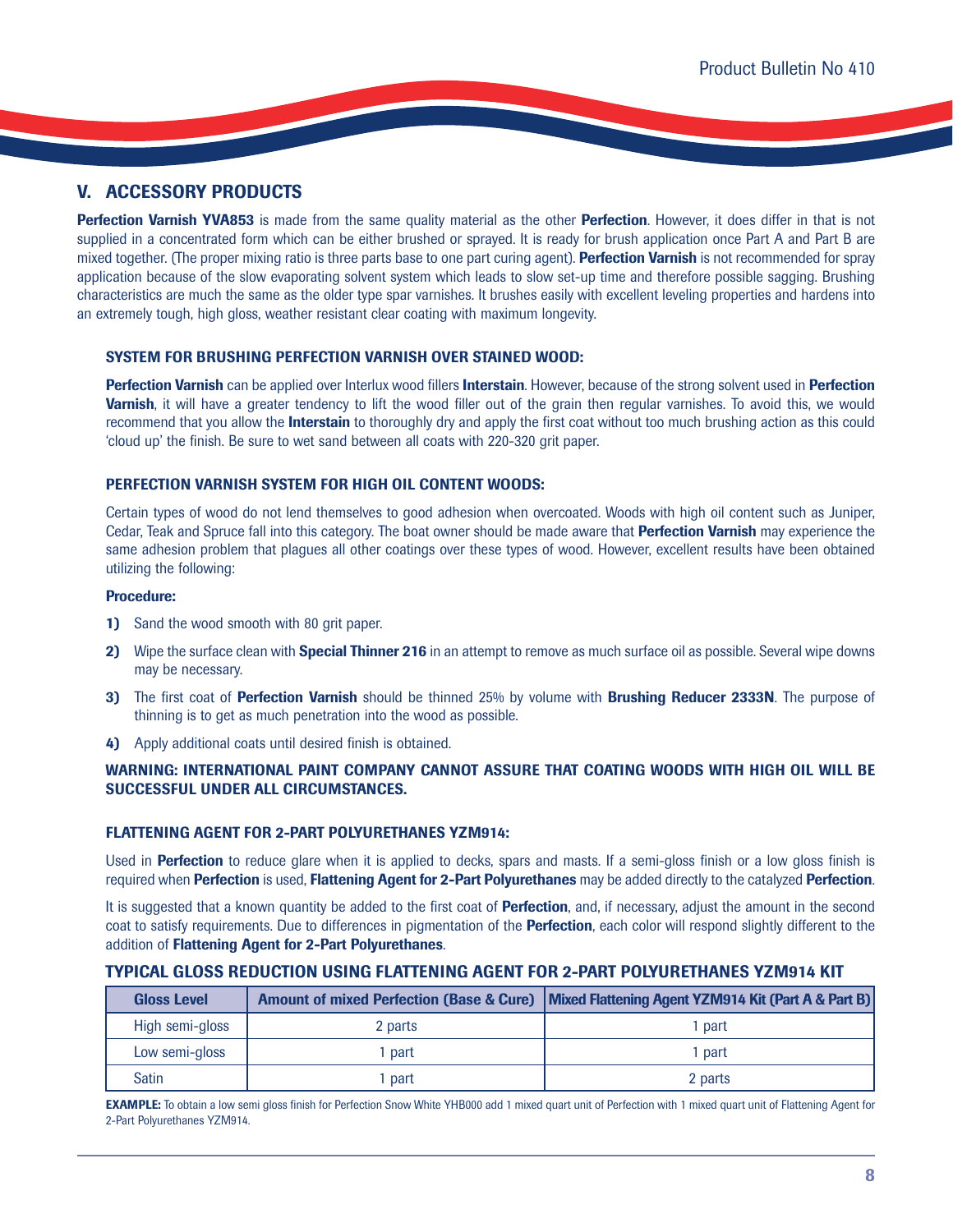## V. ACCESSORY PRODUCTS

**Perfection Varnish YVA853** is made from the same quality material as the other **Perfection**. However, it does differ in that is not supplied in a concentrated form which can be either brushed or sprayed. It is ready for brush application once Part A and Part B are mixed together. (The proper mixing ratio is three parts base to one part curing agent). **Perfection Varnish** is not recommended for spray application because of the slow evaporating solvent system which leads to slow set-up time and therefore possible sagging. Brushing characteristics are much the same as the older type spar varnishes. It brushes easily with excellent leveling properties and hardens into an extremely tough, high gloss, weather resistant clear coating with maximum longevity.

### SYSTEM FOR BRUSHING PERFECTION VARNISH OVER STAINED WOOD:

**Perfection Varnish** can be applied over Interlux wood fillers **Interstain**. However, because of the strong solvent used in **Perfection Varnish**, it will have a greater tendency to lift the wood filler out of the grain then regular varnishes. To avoid this, we would recommend that you allow the **Interstain** to thoroughly dry and apply the first coat without too much brushing action as this could 'cloud up' the finish. Be sure to wet sand between all coats with 220-320 grit paper.

### PERFECTION VARNISH SYSTEM FOR HIGH OIL CONTENT WOODS:

Certain types of wood do not lend themselves to good adhesion when overcoated. Woods with high oil content such as Juniper, Cedar, Teak and Spruce fall into this category. The boat owner should be made aware that **Perfection Varnish** may experience the same adhesion problem that plagues all other coatings over these types of wood. However, excellent results have been obtained utilizing the following:

**Procedure:**

1) Sand the wood smooth with 80 grit paper.
2) Wipe the surface clean with **Special Thinner 216** in an attempt to remove as much surface oil as possible. Several wipe downs may be necessary.
3) The first coat of **Perfection Varnish** should be thinned 25% by volume with **Brushing Reducer 2333N**. The purpose of thinning is to get as much penetration into the wood as possible.
4) Apply additional coats until desired finish is obtained.

**WARNING: INTERNATIONAL PAINT COMPANY CANNOT ASSURE THAT COATING WOODS WITH HIGH OIL WILL BE SUCCESSFUL UNDER ALL CIRCUMSTANCES.**

### FLATTENING AGENT FOR 2-PART POLYURETHANES YZM914:

Used in **Perfection** to reduce glare when it is applied to decks, spars and masts. If a semi-gloss finish or a low gloss finish is required when **Perfection** is used, **Flattening Agent for 2-Part Polyurethanes** may be added directly to the catalyzed **Perfection**.

It is suggested that a known quantity be added to the first coat of **Perfection**, and, if necessary, adjust the amount in the second coat to satisfy requirements. Due to differences in pigmentation of the **Perfection**, each color will respond slightly different to the addition of **Flattening Agent for 2-Part Polyurethanes**.

### TYPICAL GLOSS REDUCTION USING FLATTENING AGENT FOR 2-PART POLYURETHANES YZM914 KIT

| Gloss Level | Amount of mixed Perfection (Base & Cure) | Mixed Flattening Agent YZM914 Kit (Part A & Part B) |
|---|---|---|
| High semi-gloss | 2 parts | 1 part |
| Low semi-gloss | 1 part | 1 part |
| Satin | 1 part | 2 parts |

**EXAMPLE:** To obtain a low semi gloss finish for Perfection Snow White YHB000 add 1 mixed quart unit of Perfection with 1 mixed quart unit of Flattening Agent for 2-Part Polyurethanes YZM914.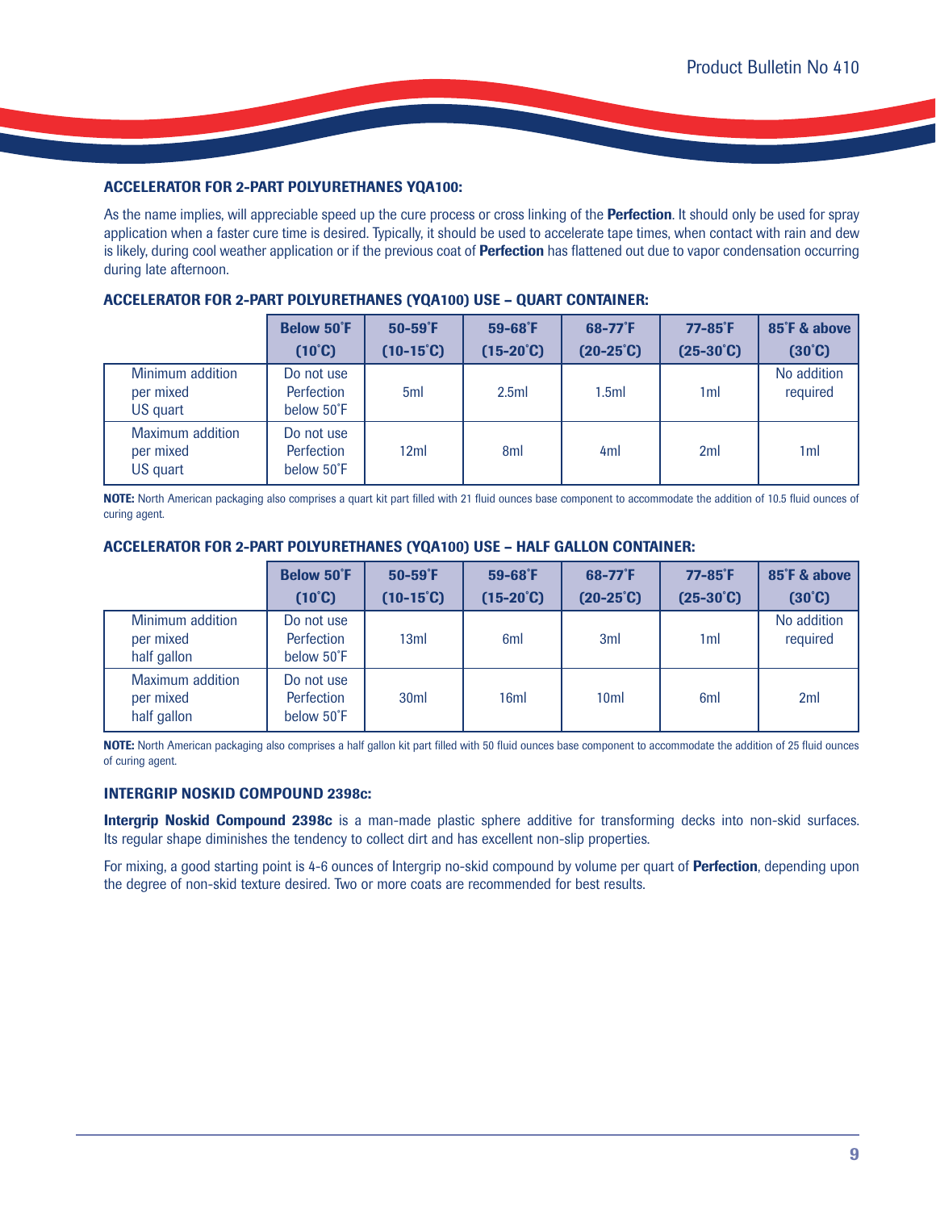### ACCELERATOR FOR 2-PART POLYURETHANES YQA100:

As the name implies, will appreciable speed up the cure process or cross linking of the **Perfection**. It should only be used for spray application when a faster cure time is desired. Typically, it should be used to accelerate tape times, when contact with rain and dew is likely, during cool weather application or if the previous coat of **Perfection** has flattened out due to vapor condensation occurring during late afternoon.

### ACCELERATOR FOR 2-PART POLYURETHANES (YQA100) USE – QUART CONTAINER:

| | Below 50˚F (10˚C) | 50-59˚F (10-15˚C) | 59-68˚F (15-20˚C) | 68-77˚F (20-25˚C) | 77-85˚F (25-30˚C) | 85˚F & above (30˚C) |
|---|---|---|---|---|---|---|
| Minimum addition per mixed US quart | Do not use Perfection below 50˚F | 5ml | 2.5ml | 1.5ml | 1ml | No addition required |
| Maximum addition per mixed US quart | Do not use Perfection below 50˚F | 12ml | 8ml | 4ml | 2ml | 1ml |

**NOTE:** North American packaging also comprises a quart kit part filled with 21 fluid ounces base component to accommodate the addition of 10.5 fluid ounces of curing agent.

### ACCELERATOR FOR 2-PART POLYURETHANES (YQA100) USE – HALF GALLON CONTAINER:

| | Below 50˚F (10˚C) | 50-59˚F (10-15˚C) | 59-68˚F (15-20˚C) | 68-77˚F (20-25˚C) | 77-85˚F (25-30˚C) | 85˚F & above (30˚C) |
|---|---|---|---|---|---|---|
| Minimum addition per mixed half gallon | Do not use Perfection below 50˚F | 13ml | 6ml | 3ml | 1ml | No addition required |
| Maximum addition per mixed half gallon | Do not use Perfection below 50˚F | 30ml | 16ml | 10ml | 6ml | 2ml |

**NOTE:** North American packaging also comprises a half gallon kit part filled with 50 fluid ounces base component to accommodate the addition of 25 fluid ounces of curing agent.

### INTERGRIP NOSKID COMPOUND 2398c:

**Intergrip Noskid Compound 2398c** is a man-made plastic sphere additive for transforming decks into non-skid surfaces. Its regular shape diminishes the tendency to collect dirt and has excellent non-slip properties.

For mixing, a good starting point is 4-6 ounces of Intergrip no-skid compound by volume per quart of **Perfection**, depending upon the degree of non-skid texture desired. Two or more coats are recommended for best results.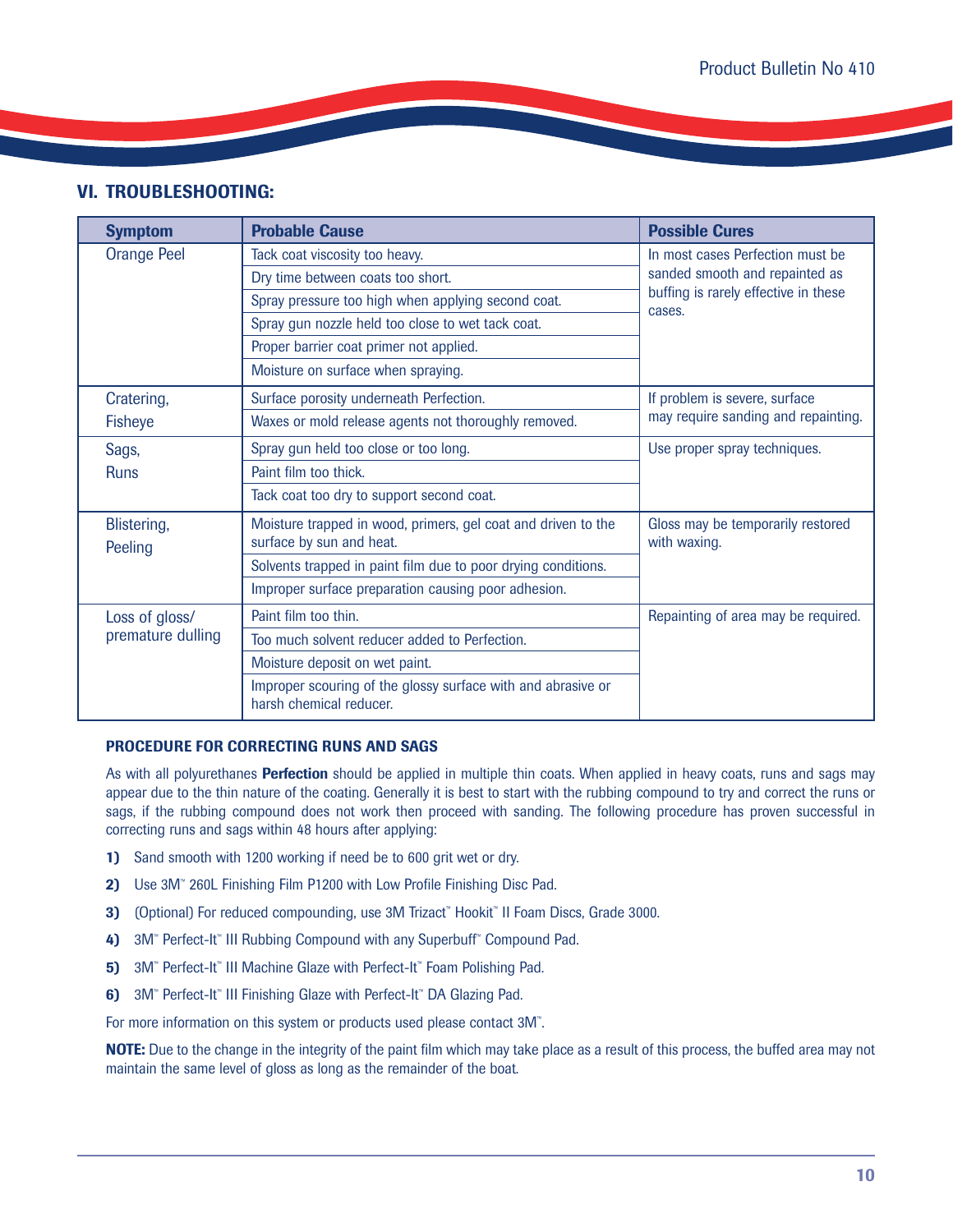## VI. TROUBLESHOOTING:

| Symptom | Probable Cause | Possible Cures |
|---|---|---|
| Orange Peel | Tack coat viscosity too heavy. | In most cases Perfection must be sanded smooth and repainted as buffing is rarely effective in these cases. |
| | Dry time between coats too short. | |
| | Spray pressure too high when applying second coat. | |
| | Spray gun nozzle held too close to wet tack coat. | |
| | Proper barrier coat primer not applied. | |
| | Moisture on surface when spraying. | |
| Cratering, Fisheye | Surface porosity underneath Perfection. | If problem is severe, surface may require sanding and repainting. |
| | Waxes or mold release agents not thoroughly removed. | |
| Sags, Runs | Spray gun held too close or too long. | Use proper spray techniques. |
| | Paint film too thick. | |
| | Tack coat too dry to support second coat. | |
| Blistering, Peeling | Moisture trapped in wood, primers, gel coat and driven to the surface by sun and heat. | Gloss may be temporarily restored with waxing. |
| | Solvents trapped in paint film due to poor drying conditions. | |
| | Improper surface preparation causing poor adhesion. | |
| Loss of gloss/ premature dulling | Paint film too thin. | Repainting of area may be required. |
| | Too much solvent reducer added to Perfection. | |
| | Moisture deposit on wet paint. | |
| | Improper scouring of the glossy surface with and abrasive or harsh chemical reducer. | |

### PROCEDURE FOR CORRECTING RUNS AND SAGS

As with all polyurethanes **Perfection** should be applied in multiple thin coats. When applied in heavy coats, runs and sags may appear due to the thin nature of the coating. Generally it is best to start with the rubbing compound to try and correct the runs or sags, if the rubbing compound does not work then proceed with sanding. The following procedure has proven successful in correcting runs and sags within 48 hours after applying:

**1)** Sand smooth with 1200 working if need be to 600 grit wet or dry.

**2)** Use 3M™ 260L Finishing Film P1200 with Low Profile Finishing Disc Pad.

**3)** (Optional) For reduced compounding, use 3M Trizact™ Hookit™ II Foam Discs, Grade 3000.

**4)** 3M™ Perfect-It™ III Rubbing Compound with any Superbuff™ Compound Pad.

**5)** 3M™ Perfect-It™ III Machine Glaze with Perfect-It™ Foam Polishing Pad.

**6)** 3M™ Perfect-It™ III Finishing Glaze with Perfect-It™ DA Glazing Pad.

For more information on this system or products used please contact 3M™.

**NOTE:** Due to the change in the integrity of the paint film which may take place as a result of this process, the buffed area may not maintain the same level of gloss as long as the remainder of the boat.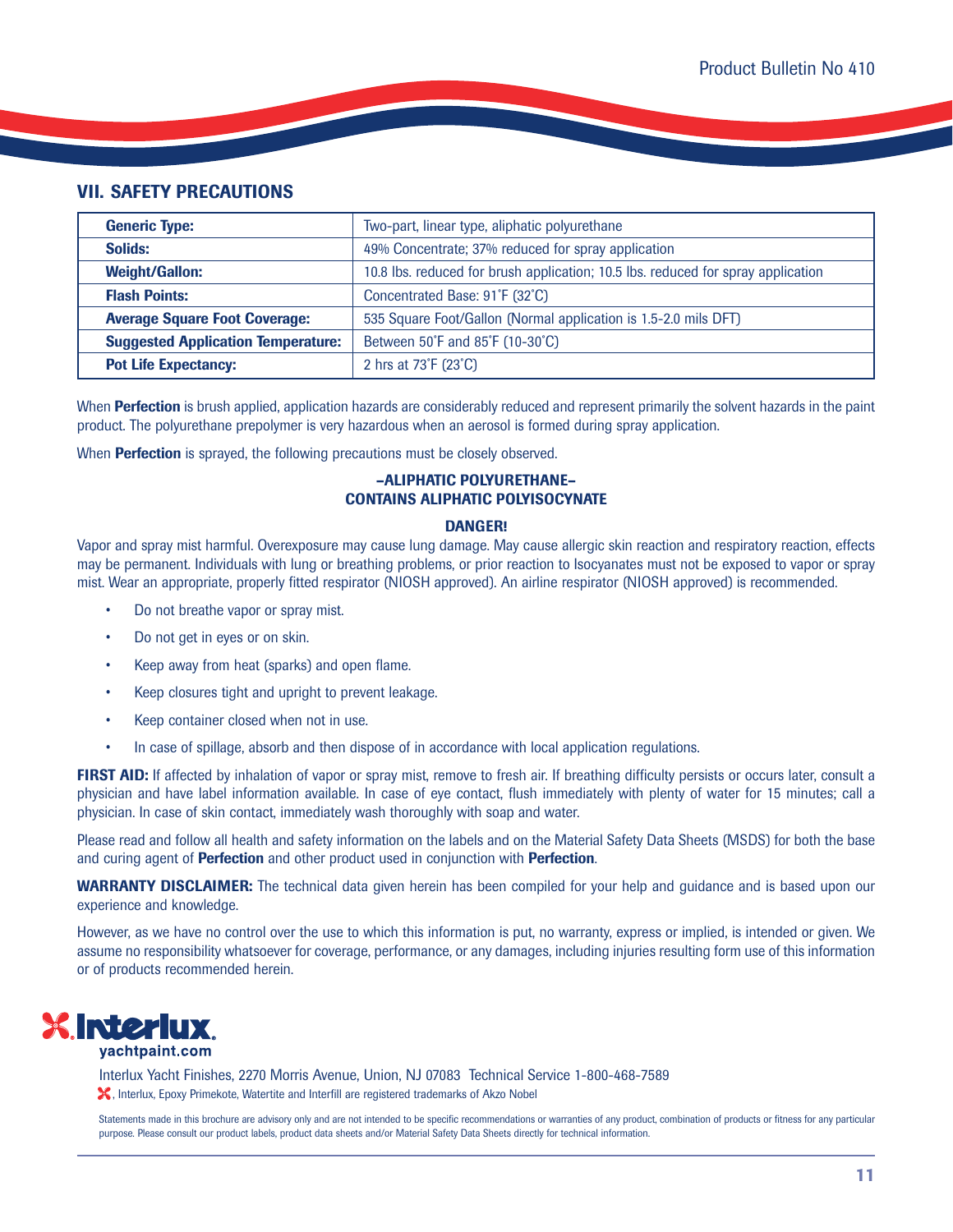## VII. SAFETY PRECAUTIONS

| | |
|---|---|
| **Generic Type:** | Two-part, linear type, aliphatic polyurethane |
| **Solids:** | 49% Concentrate; 37% reduced for spray application |
| **Weight/Gallon:** | 10.8 lbs. reduced for brush application; 10.5 lbs. reduced for spray application |
| **Flash Points:** | Concentrated Base: 91˚F (32˚C) |
| **Average Square Foot Coverage:** | 535 Square Foot/Gallon (Normal application is 1.5-2.0 mils DFT) |
| **Suggested Application Temperature:** | Between 50˚F and 85˚F (10-30˚C) |
| **Pot Life Expectancy:** | 2 hrs at 73˚F (23˚C) |

When **Perfection** is brush applied, application hazards are considerably reduced and represent primarily the solvent hazards in the paint product. The polyurethane prepolymer is very hazardous when an aerosol is formed during spray application.

When **Perfection** is sprayed, the following precautions must be closely observed.

**–ALIPHATIC POLYURETHANE–**
**CONTAINS ALIPHATIC POLYISOCYNATE**

**DANGER!**

Vapor and spray mist harmful. Overexposure may cause lung damage. May cause allergic skin reaction and respiratory reaction, effects may be permanent. Individuals with lung or breathing problems, or prior reaction to Isocyanates must not be exposed to vapor or spray mist. Wear an appropriate, properly fitted respirator (NIOSH approved). An airline respirator (NIOSH approved) is recommended.

- Do not breathe vapor or spray mist.
- Do not get in eyes or on skin.
- Keep away from heat (sparks) and open flame.
- Keep closures tight and upright to prevent leakage.
- Keep container closed when not in use.
- In case of spillage, absorb and then dispose of in accordance with local application regulations.

**FIRST AID:** If affected by inhalation of vapor or spray mist, remove to fresh air. If breathing difficulty persists or occurs later, consult a physician and have label information available. In case of eye contact, flush immediately with plenty of water for 15 minutes; call a physician. In case of skin contact, immediately wash thoroughly with soap and water.

Please read and follow all health and safety information on the labels and on the Material Safety Data Sheets (MSDS) for both the base and curing agent of **Perfection** and other product used in conjunction with **Perfection**.

**WARRANTY DISCLAIMER:** The technical data given herein has been compiled for your help and guidance and is based upon our experience and knowledge.

However, as we have no control over the use to which this information is put, no warranty, express or implied, is intended or given. We assume no responsibility whatsoever for coverage, performance, or any damages, including injuries resulting form use of this information or of products recommended herein.

Interlux.
yachtpaint.com

Interlux Yacht Finishes, 2270 Morris Avenue, Union, NJ 07083 Technical Service 1-800-468-7589

, Interlux, Epoxy Primekote, Watertite and Interfill are registered trademarks of Akzo Nobel

Statements made in this brochure are advisory only and are not intended to be specific recommendations or warranties of any product, combination of products or fitness for any particular purpose. Please consult our product labels, product data sheets and/or Material Safety Data Sheets directly for technical information.